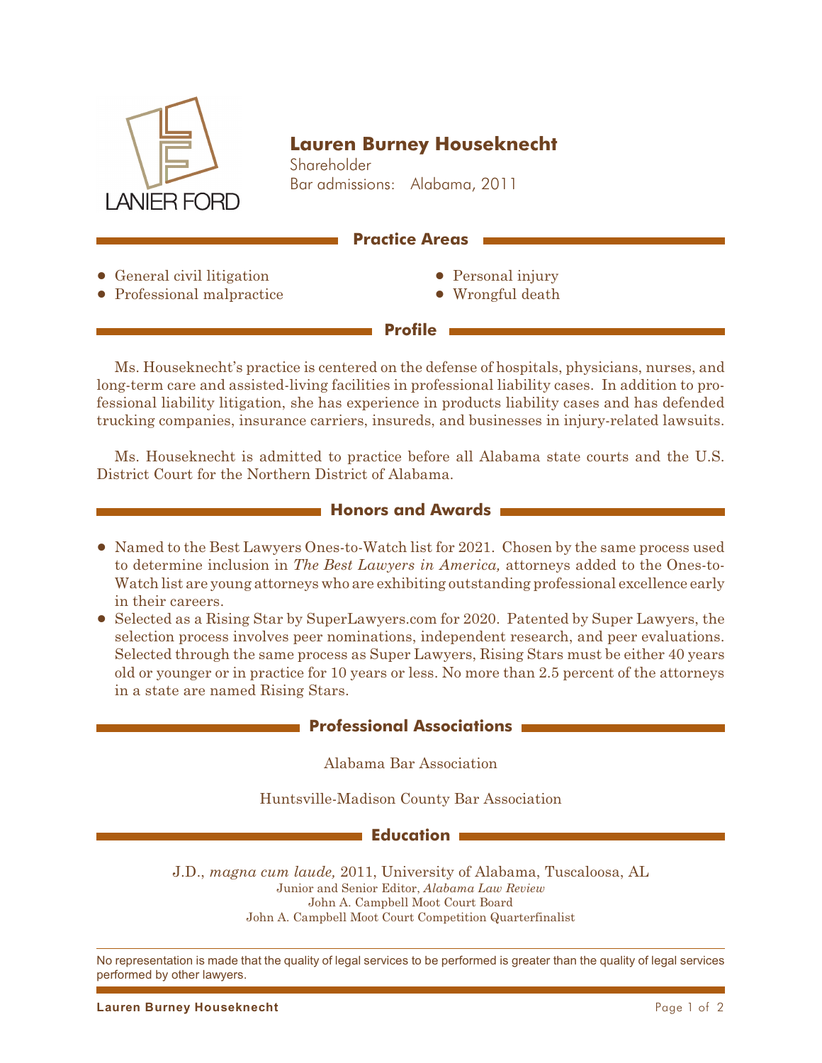LANIER FORD

# Lauren Burney Houseknecht

Shareholder
Bar admissions: Alabama, 2011

## Practice Areas

- General civil litigation
- Professional malpractice
- Personal injury
- Wrongful death

## Profile

Ms. Houseknecht's practice is centered on the defense of hospitals, physicians, nurses, and long-term care and assisted-living facilities in professional liability cases. In addition to professional liability litigation, she has experience in products liability cases and has defended trucking companies, insurance carriers, insureds, and businesses in injury-related lawsuits.

Ms. Houseknecht is admitted to practice before all Alabama state courts and the U.S. District Court for the Northern District of Alabama.

## Honors and Awards

- Named to the Best Lawyers Ones-to-Watch list for 2021. Chosen by the same process used to determine inclusion in *The Best Lawyers in America,* attorneys added to the Ones-to-Watch list are young attorneys who are exhibiting outstanding professional excellence early in their careers.
- Selected as a Rising Star by SuperLawyers.com for 2020. Patented by Super Lawyers, the selection process involves peer nominations, independent research, and peer evaluations. Selected through the same process as Super Lawyers, Rising Stars must be either 40 years old or younger or in practice for 10 years or less. No more than 2.5 percent of the attorneys in a state are named Rising Stars.

## Professional Associations

Alabama Bar Association

Huntsville-Madison County Bar Association

## Education

J.D., *magna cum laude,* 2011, University of Alabama, Tuscaloosa, AL
Junior and Senior Editor, *Alabama Law Review*
John A. Campbell Moot Court Board
John A. Campbell Moot Court Competition Quarterfinalist

No representation is made that the quality of legal services to be performed is greater than the quality of legal services performed by other lawyers.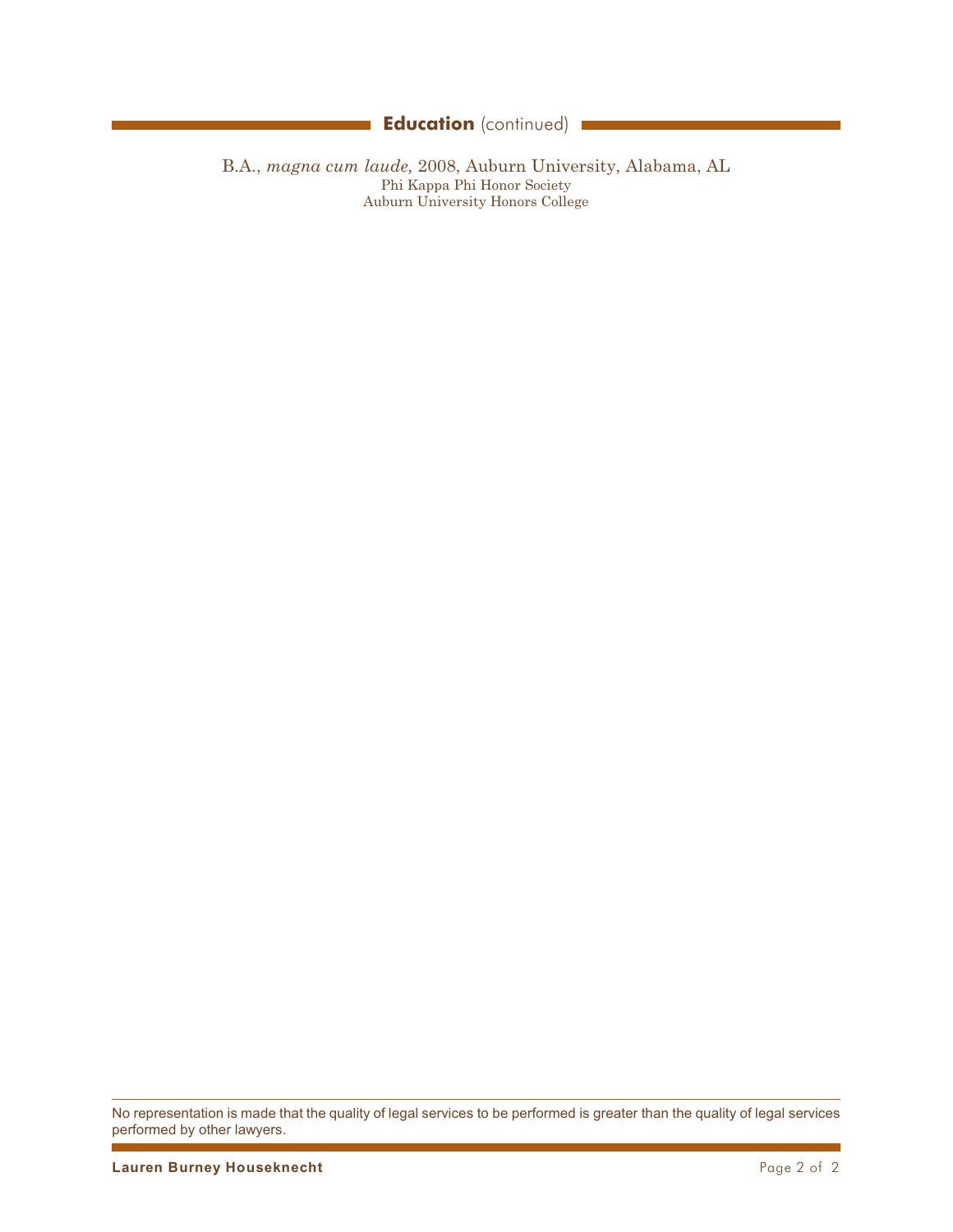## **Education** (continued)

B.A., *magna cum laude,* 2008, Auburn University, Alabama, AL
Phi Kappa Phi Honor Society
Auburn University Honors College

No representation is made that the quality of legal services to be performed is greater than the quality of legal services performed by other lawyers.